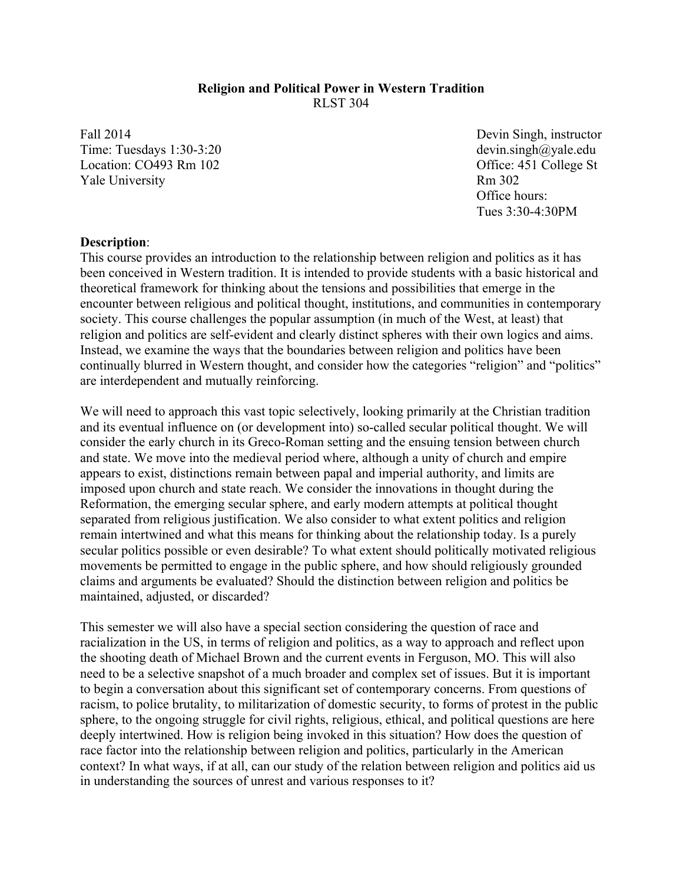**Religion and Political Power in Western Tradition**
RLST 304

Fall 2014
Time: Tuesdays 1:30-3:20
Location: CO493 Rm 102
Yale University

Devin Singh, instructor
devin.singh@yale.edu
Office: 451 College St
Rm 302
Office hours:
Tues 3:30-4:30PM

**Description**:
This course provides an introduction to the relationship between religion and politics as it has been conceived in Western tradition. It is intended to provide students with a basic historical and theoretical framework for thinking about the tensions and possibilities that emerge in the encounter between religious and political thought, institutions, and communities in contemporary society. This course challenges the popular assumption (in much of the West, at least) that religion and politics are self-evident and clearly distinct spheres with their own logics and aims. Instead, we examine the ways that the boundaries between religion and politics have been continually blurred in Western thought, and consider how the categories "religion" and "politics" are interdependent and mutually reinforcing.

We will need to approach this vast topic selectively, looking primarily at the Christian tradition and its eventual influence on (or development into) so-called secular political thought. We will consider the early church in its Greco-Roman setting and the ensuing tension between church and state. We move into the medieval period where, although a unity of church and empire appears to exist, distinctions remain between papal and imperial authority, and limits are imposed upon church and state reach. We consider the innovations in thought during the Reformation, the emerging secular sphere, and early modern attempts at political thought separated from religious justification. We also consider to what extent politics and religion remain intertwined and what this means for thinking about the relationship today. Is a purely secular politics possible or even desirable? To what extent should politically motivated religious movements be permitted to engage in the public sphere, and how should religiously grounded claims and arguments be evaluated? Should the distinction between religion and politics be maintained, adjusted, or discarded?

This semester we will also have a special section considering the question of race and racialization in the US, in terms of religion and politics, as a way to approach and reflect upon the shooting death of Michael Brown and the current events in Ferguson, MO. This will also need to be a selective snapshot of a much broader and complex set of issues. But it is important to begin a conversation about this significant set of contemporary concerns. From questions of racism, to police brutality, to militarization of domestic security, to forms of protest in the public sphere, to the ongoing struggle for civil rights, religious, ethical, and political questions are here deeply intertwined. How is religion being invoked in this situation? How does the question of race factor into the relationship between religion and politics, particularly in the American context? In what ways, if at all, can our study of the relation between religion and politics aid us in understanding the sources of unrest and various responses to it?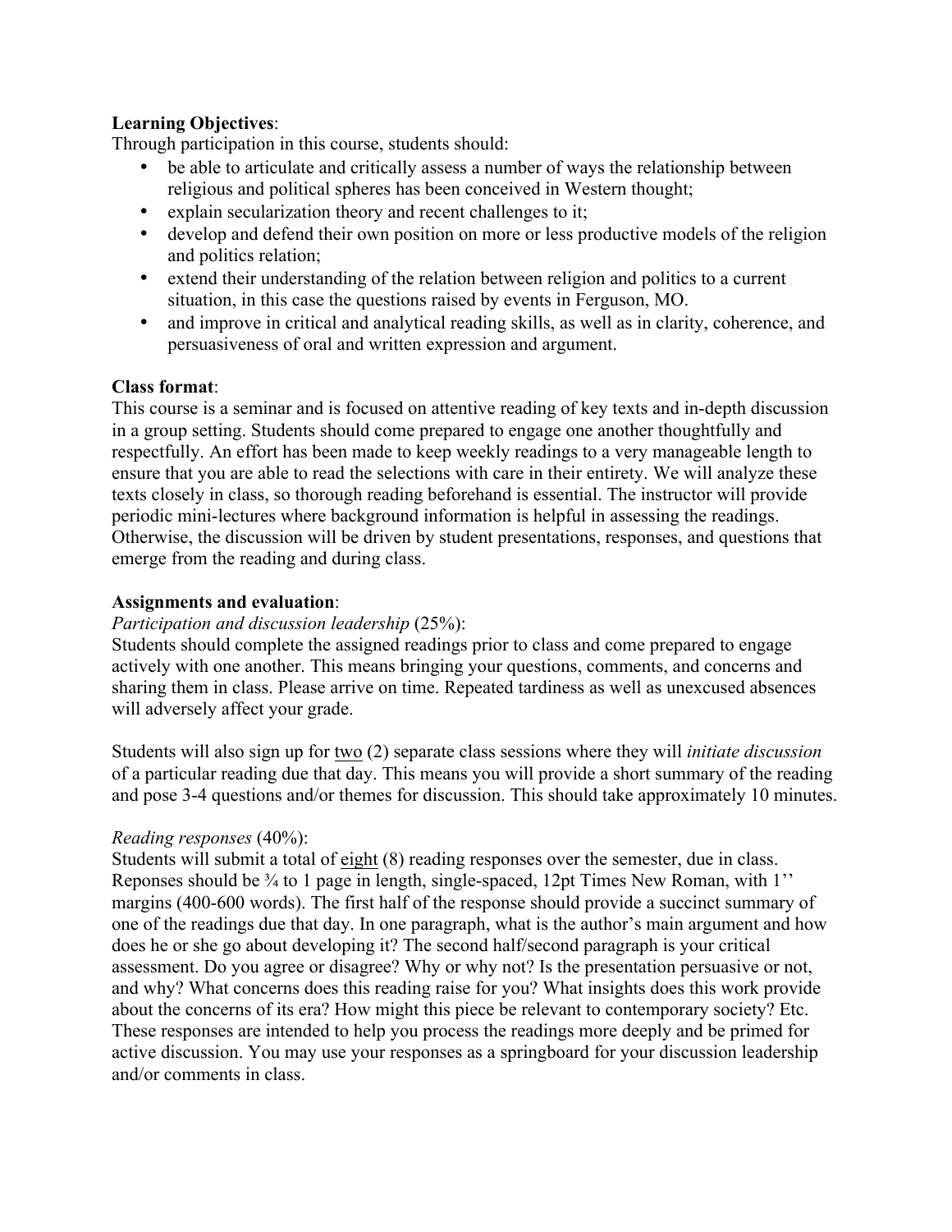**Learning Objectives**:
Through participation in this course, students should:

- be able to articulate and critically assess a number of ways the relationship between religious and political spheres has been conceived in Western thought;
- explain secularization theory and recent challenges to it;
- develop and defend their own position on more or less productive models of the religion and politics relation;
- extend their understanding of the relation between religion and politics to a current situation, in this case the questions raised by events in Ferguson, MO.
- and improve in critical and analytical reading skills, as well as in clarity, coherence, and persuasiveness of oral and written expression and argument.

**Class format**:
This course is a seminar and is focused on attentive reading of key texts and in-depth discussion in a group setting. Students should come prepared to engage one another thoughtfully and respectfully. An effort has been made to keep weekly readings to a very manageable length to ensure that you are able to read the selections with care in their entirety. We will analyze these texts closely in class, so thorough reading beforehand is essential. The instructor will provide periodic mini-lectures where background information is helpful in assessing the readings. Otherwise, the discussion will be driven by student presentations, responses, and questions that emerge from the reading and during class.

**Assignments and evaluation**:
*Participation and discussion leadership* (25%):
Students should complete the assigned readings prior to class and come prepared to engage actively with one another. This means bringing your questions, comments, and concerns and sharing them in class. Please arrive on time. Repeated tardiness as well as unexcused absences will adversely affect your grade.

Students will also sign up for two (2) separate class sessions where they will *initiate discussion* of a particular reading due that day. This means you will provide a short summary of the reading and pose 3-4 questions and/or themes for discussion. This should take approximately 10 minutes.

*Reading responses* (40%):
Students will submit a total of eight (8) reading responses over the semester, due in class. Reponses should be ¾ to 1 page in length, single-spaced, 12pt Times New Roman, with 1'' margins (400-600 words). The first half of the response should provide a succinct summary of one of the readings due that day. In one paragraph, what is the author's main argument and how does he or she go about developing it? The second half/second paragraph is your critical assessment. Do you agree or disagree? Why or why not? Is the presentation persuasive or not, and why? What concerns does this reading raise for you? What insights does this work provide about the concerns of its era? How might this piece be relevant to contemporary society? Etc. These responses are intended to help you process the readings more deeply and be primed for active discussion. You may use your responses as a springboard for your discussion leadership and/or comments in class.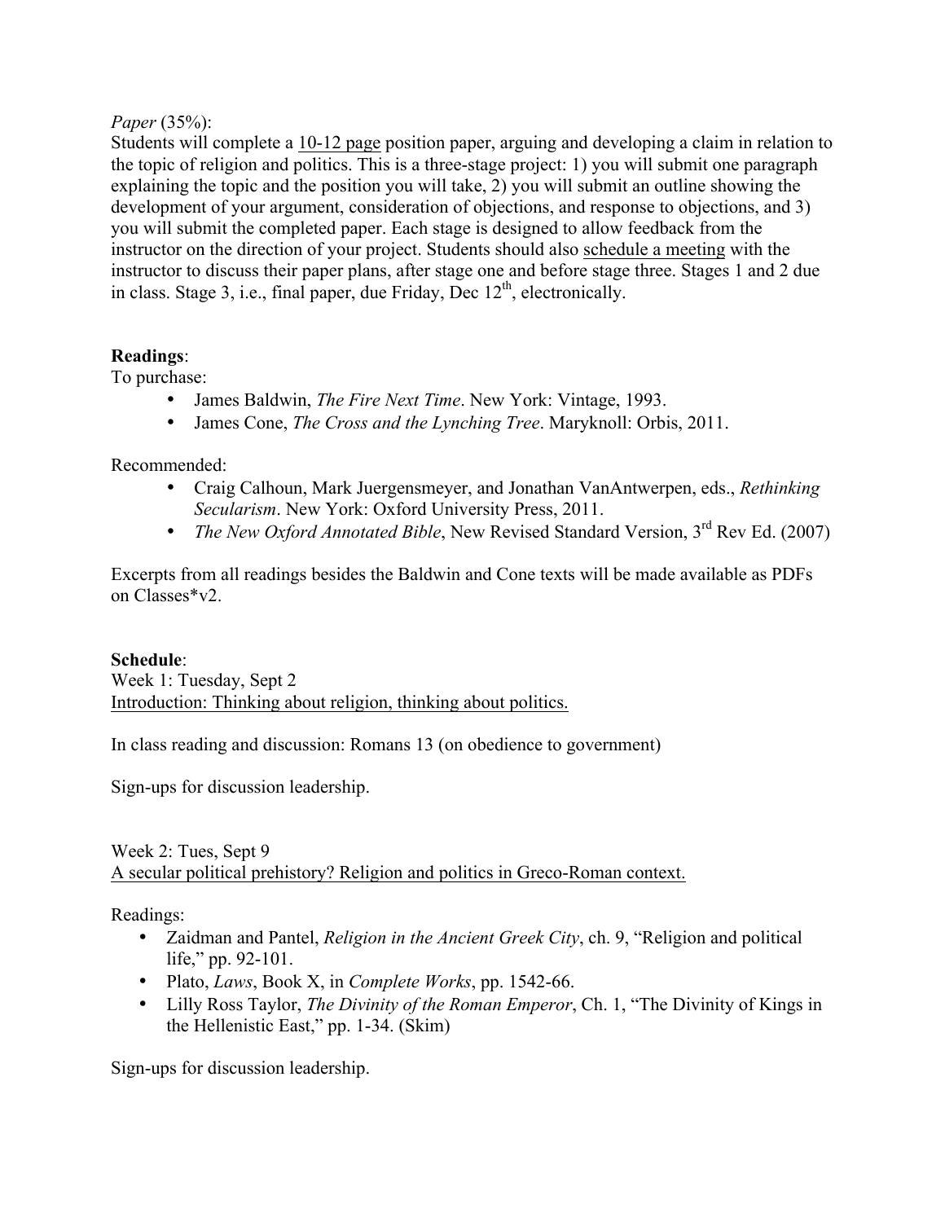*Paper* (35%):
Students will complete a 10-12 page position paper, arguing and developing a claim in relation to the topic of religion and politics. This is a three-stage project: 1) you will submit one paragraph explaining the topic and the position you will take, 2) you will submit an outline showing the development of your argument, consideration of objections, and response to objections, and 3) you will submit the completed paper. Each stage is designed to allow feedback from the instructor on the direction of your project. Students should also schedule a meeting with the instructor to discuss their paper plans, after stage one and before stage three. Stages 1 and 2 due in class. Stage 3, i.e., final paper, due Friday, Dec 12th, electronically.

**Readings**:
To purchase:

- James Baldwin, *The Fire Next Time*. New York: Vintage, 1993.
- James Cone, *The Cross and the Lynching Tree*. Maryknoll: Orbis, 2011.

Recommended:

- Craig Calhoun, Mark Juergensmeyer, and Jonathan VanAntwerpen, eds., *Rethinking Secularism*. New York: Oxford University Press, 2011.
- *The New Oxford Annotated Bible*, New Revised Standard Version, 3rd Rev Ed. (2007)

Excerpts from all readings besides the Baldwin and Cone texts will be made available as PDFs on Classes*v2.

**Schedule**:
Week 1: Tuesday, Sept 2
Introduction: Thinking about religion, thinking about politics.

In class reading and discussion: Romans 13 (on obedience to government)

Sign-ups for discussion leadership.

Week 2: Tues, Sept 9
A secular political prehistory? Religion and politics in Greco-Roman context.

Readings:

- Zaidman and Pantel, *Religion in the Ancient Greek City*, ch. 9, "Religion and political life," pp. 92-101.
- Plato, *Laws*, Book X, in *Complete Works*, pp. 1542-66.
- Lilly Ross Taylor, *The Divinity of the Roman Emperor*, Ch. 1, "The Divinity of Kings in the Hellenistic East," pp. 1-34. (Skim)

Sign-ups for discussion leadership.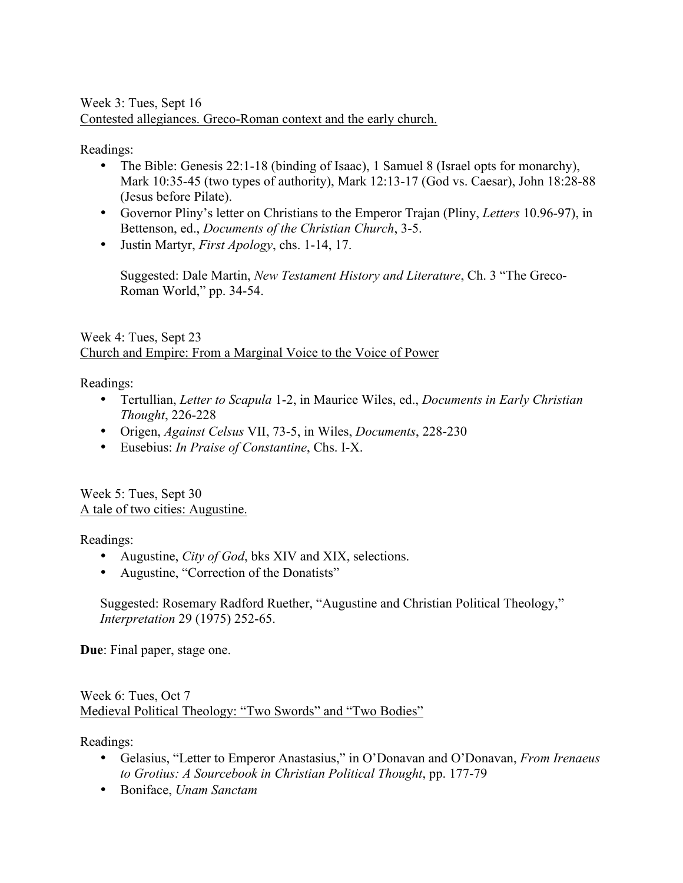Week 3: Tues, Sept 16
<u>Contested allegiances. Greco-Roman context and the early church.</u>

Readings:

- The Bible: Genesis 22:1-18 (binding of Isaac), 1 Samuel 8 (Israel opts for monarchy), Mark 10:35-45 (two types of authority), Mark 12:13-17 (God vs. Caesar), John 18:28-88 (Jesus before Pilate).
- Governor Pliny's letter on Christians to the Emperor Trajan (Pliny, *Letters* 10.96-97), in Bettenson, ed., *Documents of the Christian Church*, 3-5.
- Justin Martyr, *First Apology*, chs. 1-14, 17.

  Suggested: Dale Martin, *New Testament History and Literature*, Ch. 3 "The Greco-Roman World," pp. 34-54.

Week 4: Tues, Sept 23
<u>Church and Empire: From a Marginal Voice to the Voice of Power</u>

Readings:

- Tertullian, *Letter to Scapula* 1-2, in Maurice Wiles, ed., *Documents in Early Christian Thought*, 226-228
- Origen, *Against Celsus* VII, 73-5, in Wiles, *Documents*, 228-230
- Eusebius: *In Praise of Constantine*, Chs. I-X.

Week 5: Tues, Sept 30
<u>A tale of two cities: Augustine.</u>

Readings:

- Augustine, *City of God*, bks XIV and XIX, selections.
- Augustine, "Correction of the Donatists"

Suggested: Rosemary Radford Ruether, "Augustine and Christian Political Theology," *Interpretation* 29 (1975) 252-65.

**Due**: Final paper, stage one.

Week 6: Tues, Oct 7
<u>Medieval Political Theology: "Two Swords" and "Two Bodies"</u>

Readings:

- Gelasius, "Letter to Emperor Anastasius," in O'Donavan and O'Donavan, *From Irenaeus to Grotius: A Sourcebook in Christian Political Thought*, pp. 177-79
- Boniface, *Unam Sanctam*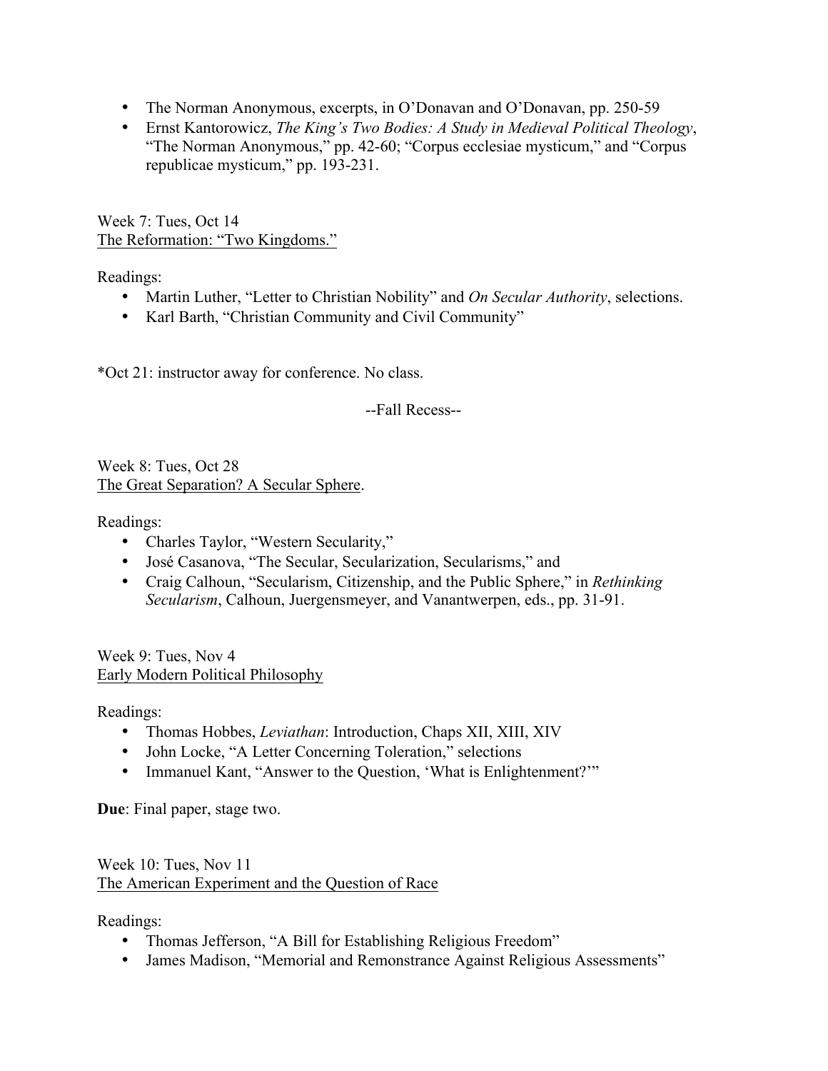- The Norman Anonymous, excerpts, in O'Donavan and O'Donavan, pp. 250-59
- Ernst Kantorowicz, *The King's Two Bodies: A Study in Medieval Political Theology*, "The Norman Anonymous," pp. 42-60; "Corpus ecclesiae mysticum," and "Corpus republicae mysticum," pp. 193-231.

Week 7: Tues, Oct 14
<u>The Reformation: "Two Kingdoms."</u>

Readings:
- Martin Luther, "Letter to Christian Nobility" and *On Secular Authority*, selections.
- Karl Barth, "Christian Community and Civil Community"

*Oct 21: instructor away for conference. No class.

--Fall Recess--

Week 8: Tues, Oct 28
<u>The Great Separation? A Secular Sphere</u>.

Readings:
- Charles Taylor, "Western Secularity,"
- José Casanova, "The Secular, Secularization, Secularisms," and
- Craig Calhoun, "Secularism, Citizenship, and the Public Sphere," in *Rethinking Secularism*, Calhoun, Juergensmeyer, and Vanantwerpen, eds., pp. 31-91.

Week 9: Tues, Nov 4
<u>Early Modern Political Philosophy</u>

Readings:
- Thomas Hobbes, *Leviathan*: Introduction, Chaps XII, XIII, XIV
- John Locke, "A Letter Concerning Toleration," selections
- Immanuel Kant, "Answer to the Question, 'What is Enlightenment?'"

**Due**: Final paper, stage two.

Week 10: Tues, Nov 11
<u>The American Experiment and the Question of Race</u>

Readings:
- Thomas Jefferson, "A Bill for Establishing Religious Freedom"
- James Madison, "Memorial and Remonstrance Against Religious Assessments"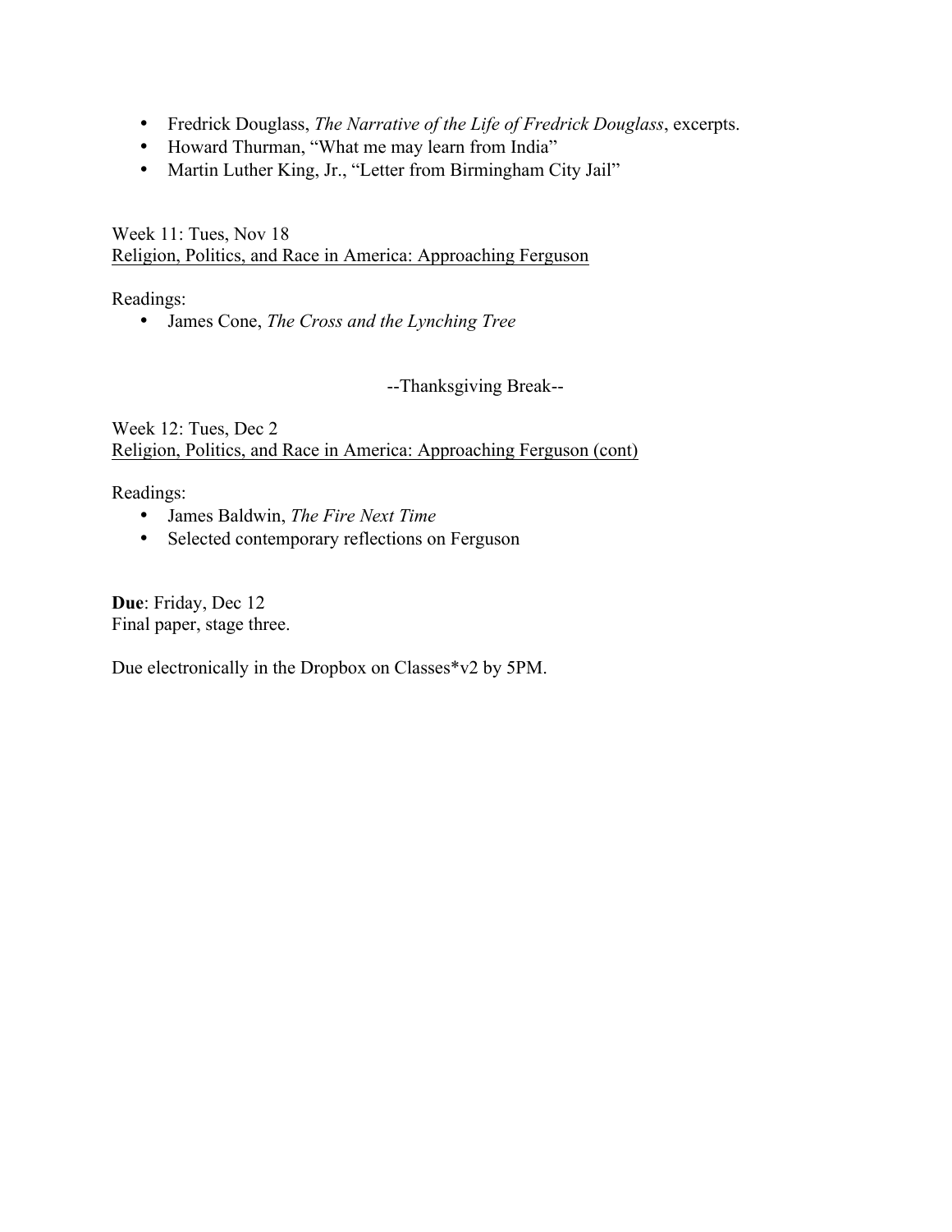- Fredrick Douglass, *The Narrative of the Life of Fredrick Douglass*, excerpts.
- Howard Thurman, "What me may learn from India"
- Martin Luther King, Jr., "Letter from Birmingham City Jail"

Week 11: Tues, Nov 18
<u>Religion, Politics, and Race in America: Approaching Ferguson</u>

Readings:

- James Cone, *The Cross and the Lynching Tree*

--Thanksgiving Break--

Week 12: Tues, Dec 2
<u>Religion, Politics, and Race in America: Approaching Ferguson (cont)</u>

Readings:

- James Baldwin, *The Fire Next Time*
- Selected contemporary reflections on Ferguson

**Due**: Friday, Dec 12
Final paper, stage three.

Due electronically in the Dropbox on Classes*v2 by 5PM.